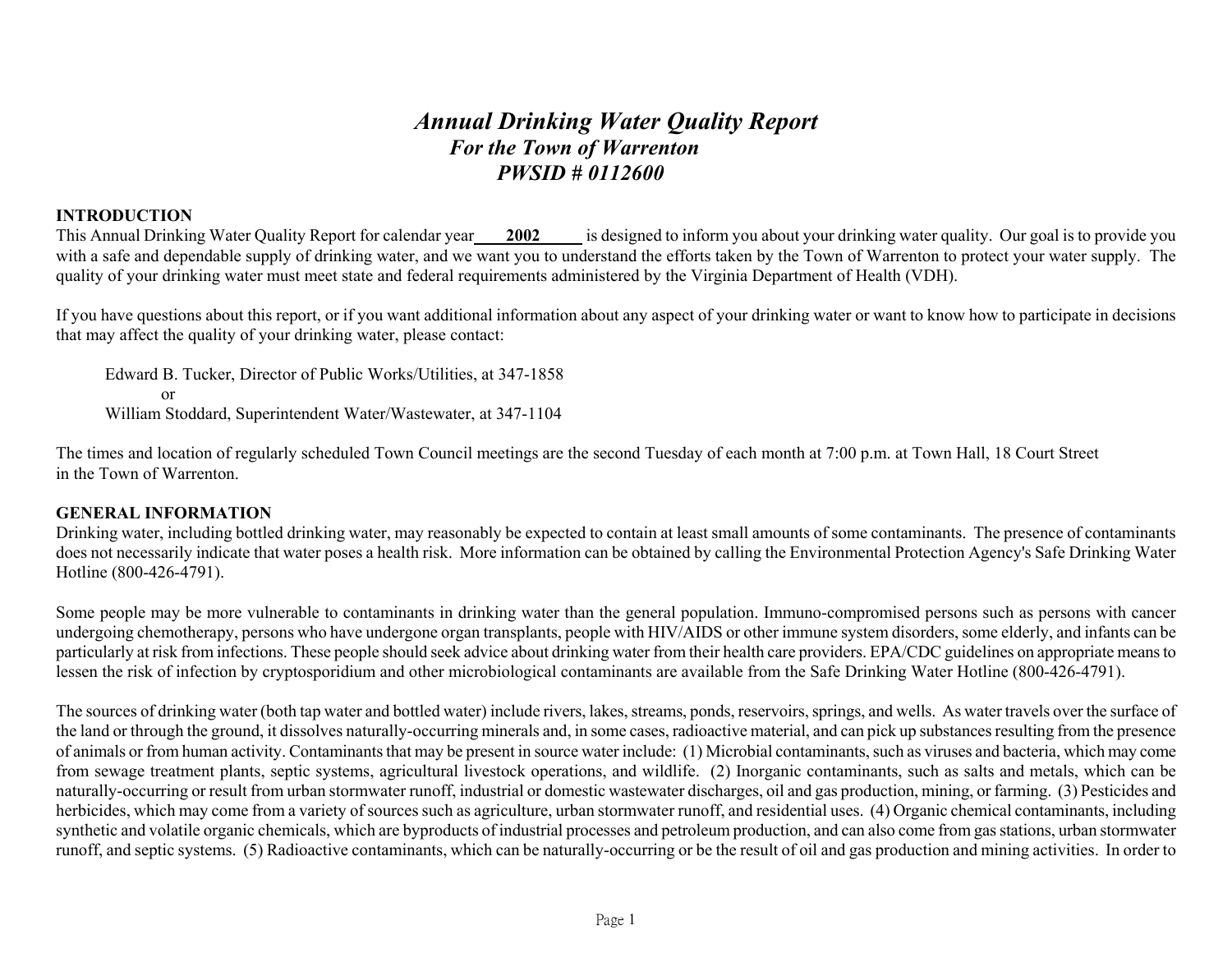# *Annual Drinking Water Quality Report*

## *For the Town of Warrenton*

## *PWSID # 0112600*

**INTRODUCTION**

This Annual Drinking Water Quality Report for calendar year **2002** is designed to inform you about your drinking water quality. Our goal is to provide you with a safe and dependable supply of drinking water, and we want you to understand the efforts taken by the Town of Warrenton to protect your water supply. The quality of your drinking water must meet state and federal requirements administered by the Virginia Department of Health (VDH).

If you have questions about this report, or if you want additional information about any aspect of your drinking water or want to know how to participate in decisions that may affect the quality of your drinking water, please contact:

Edward B. Tucker, Director of Public Works/Utilities, at 347-1858
or
William Stoddard, Superintendent Water/Wastewater, at 347-1104

The times and location of regularly scheduled Town Council meetings are the second Tuesday of each month at 7:00 p.m. at Town Hall, 18 Court Street in the Town of Warrenton.

**GENERAL INFORMATION**

Drinking water, including bottled drinking water, may reasonably be expected to contain at least small amounts of some contaminants. The presence of contaminants does not necessarily indicate that water poses a health risk. More information can be obtained by calling the Environmental Protection Agency's Safe Drinking Water Hotline (800-426-4791).

Some people may be more vulnerable to contaminants in drinking water than the general population. Immuno-compromised persons such as persons with cancer undergoing chemotherapy, persons who have undergone organ transplants, people with HIV/AIDS or other immune system disorders, some elderly, and infants can be particularly at risk from infections. These people should seek advice about drinking water from their health care providers. EPA/CDC guidelines on appropriate means to lessen the risk of infection by cryptosporidium and other microbiological contaminants are available from the Safe Drinking Water Hotline (800-426-4791).

The sources of drinking water (both tap water and bottled water) include rivers, lakes, streams, ponds, reservoirs, springs, and wells. As water travels over the surface of the land or through the ground, it dissolves naturally-occurring minerals and, in some cases, radioactive material, and can pick up substances resulting from the presence of animals or from human activity. Contaminants that may be present in source water include: (1) Microbial contaminants, such as viruses and bacteria, which may come from sewage treatment plants, septic systems, agricultural livestock operations, and wildlife. (2) Inorganic contaminants, such as salts and metals, which can be naturally-occurring or result from urban stormwater runoff, industrial or domestic wastewater discharges, oil and gas production, mining, or farming. (3) Pesticides and herbicides, which may come from a variety of sources such as agriculture, urban stormwater runoff, and residential uses. (4) Organic chemical contaminants, including synthetic and volatile organic chemicals, which are byproducts of industrial processes and petroleum production, and can also come from gas stations, urban stormwater runoff, and septic systems. (5) Radioactive contaminants, which can be naturally-occurring or be the result of oil and gas production and mining activities. In order to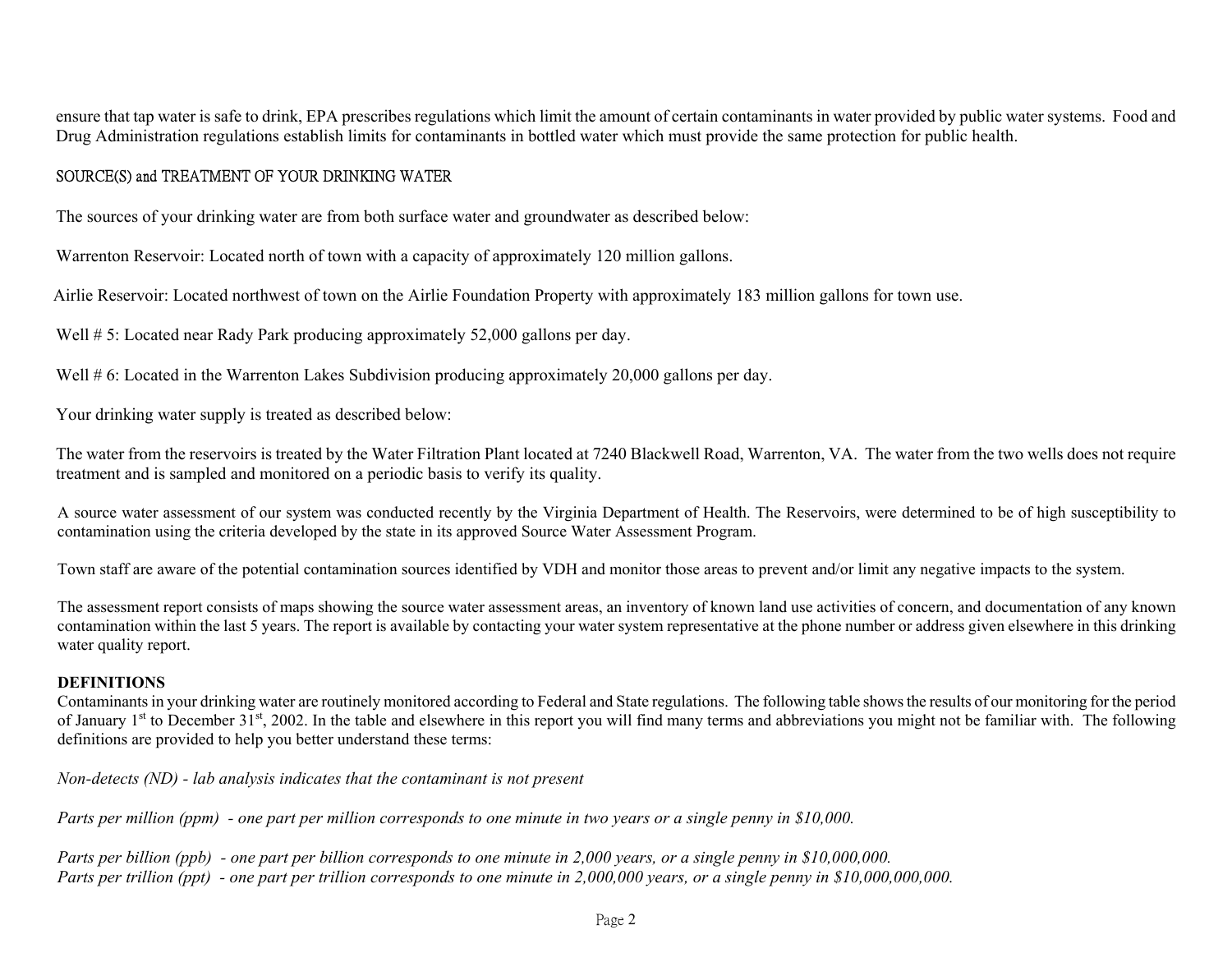ensure that tap water is safe to drink, EPA prescribes regulations which limit the amount of certain contaminants in water provided by public water systems. Food and Drug Administration regulations establish limits for contaminants in bottled water which must provide the same protection for public health.

## SOURCE(S) and TREATMENT OF YOUR DRINKING WATER

The sources of your drinking water are from both surface water and groundwater as described below:

Warrenton Reservoir: Located north of town with a capacity of approximately 120 million gallons.

Airlie Reservoir: Located northwest of town on the Airlie Foundation Property with approximately 183 million gallons for town use.

Well # 5: Located near Rady Park producing approximately 52,000 gallons per day.

Well # 6: Located in the Warrenton Lakes Subdivision producing approximately 20,000 gallons per day.

Your drinking water supply is treated as described below:

The water from the reservoirs is treated by the Water Filtration Plant located at 7240 Blackwell Road, Warrenton, VA. The water from the two wells does not require treatment and is sampled and monitored on a periodic basis to verify its quality.

A source water assessment of our system was conducted recently by the Virginia Department of Health. The Reservoirs, were determined to be of high susceptibility to contamination using the criteria developed by the state in its approved Source Water Assessment Program.

Town staff are aware of the potential contamination sources identified by VDH and monitor those areas to prevent and/or limit any negative impacts to the system.

The assessment report consists of maps showing the source water assessment areas, an inventory of known land use activities of concern, and documentation of any known contamination within the last 5 years. The report is available by contacting your water system representative at the phone number or address given elsewhere in this drinking water quality report.

## DEFINITIONS

Contaminants in your drinking water are routinely monitored according to Federal and State regulations. The following table shows the results of our monitoring for the period of January 1st to December 31st, 2002. In the table and elsewhere in this report you will find many terms and abbreviations you might not be familiar with. The following definitions are provided to help you better understand these terms:

*Non-detects (ND) - lab analysis indicates that the contaminant is not present*

*Parts per million (ppm) - one part per million corresponds to one minute in two years or a single penny in $10,000.*

*Parts per billion (ppb) - one part per billion corresponds to one minute in 2,000 years, or a single penny in $10,000,000.*

*Parts per trillion (ppt) - one part per trillion corresponds to one minute in 2,000,000 years, or a single penny in $10,000,000,000.*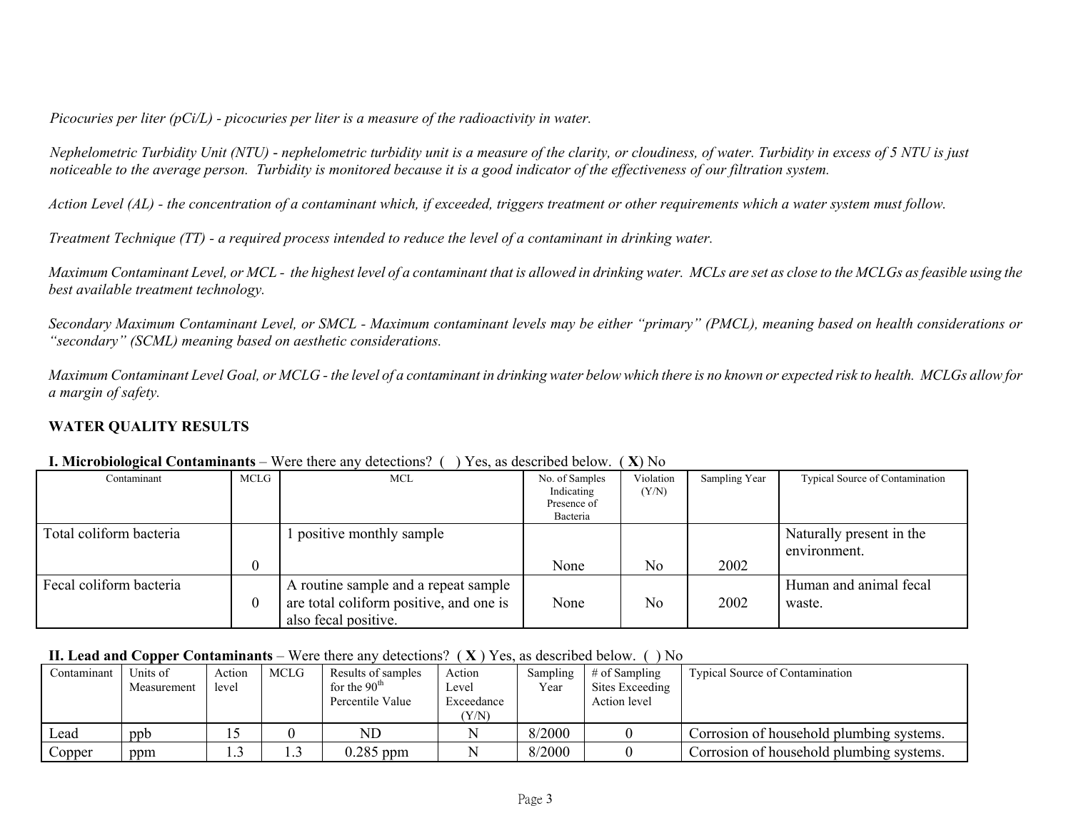*Picocuries per liter (pCi/L) - picocuries per liter is a measure of the radioactivity in water.*

*Nephelometric Turbidity Unit (NTU) - nephelometric turbidity unit is a measure of the clarity, or cloudiness, of water. Turbidity in excess of 5 NTU is just noticeable to the average person. Turbidity is monitored because it is a good indicator of the effectiveness of our filtration system.*

*Action Level (AL) - the concentration of a contaminant which, if exceeded, triggers treatment or other requirements which a water system must follow.*

*Treatment Technique (TT) - a required process intended to reduce the level of a contaminant in drinking water.*

*Maximum Contaminant Level, or MCL - the highest level of a contaminant that is allowed in drinking water. MCLs are set as close to the MCLGs as feasible using the best available treatment technology.*

*Secondary Maximum Contaminant Level, or SMCL - Maximum contaminant levels may be either "primary" (PMCL), meaning based on health considerations or "secondary" (SCML) meaning based on aesthetic considerations.*

*Maximum Contaminant Level Goal, or MCLG - the level of a contaminant in drinking water below which there is no known or expected risk to health. MCLGs allow for a margin of safety.*

**WATER QUALITY RESULTS**

**I. Microbiological Contaminants** – Were there any detections? ( ) Yes, as described below. ( **X**) No

| Contaminant | MCLG | MCL | No. of Samples Indicating Presence of Bacteria | Violation (Y/N) | Sampling Year | Typical Source of Contamination |
|---|---|---|---|---|---|---|
| Total coliform bacteria | 0 | 1 positive monthly sample | None | No | 2002 | Naturally present in the environment. |
| Fecal coliform bacteria | 0 | A routine sample and a repeat sample are total coliform positive, and one is also fecal positive. | None | No | 2002 | Human and animal fecal waste. |

**II. Lead and Copper Contaminants** – Were there any detections? ( **X** ) Yes, as described below. ( ) No

| Contaminant | Units of Measurement | Action level | MCLG | Results of samples for the 90th Percentile Value | Action Level Exceedance (Y/N) | Sampling Year | # of Sampling Sites Exceeding Action level | Typical Source of Contamination |
|---|---|---|---|---|---|---|---|---|
| Lead | ppb | 15 | 0 | ND | N | 8/2000 | 0 | Corrosion of household plumbing systems. |
| Copper | ppm | 1.3 | 1.3 | 0.285 ppm | N | 8/2000 | 0 | Corrosion of household plumbing systems. |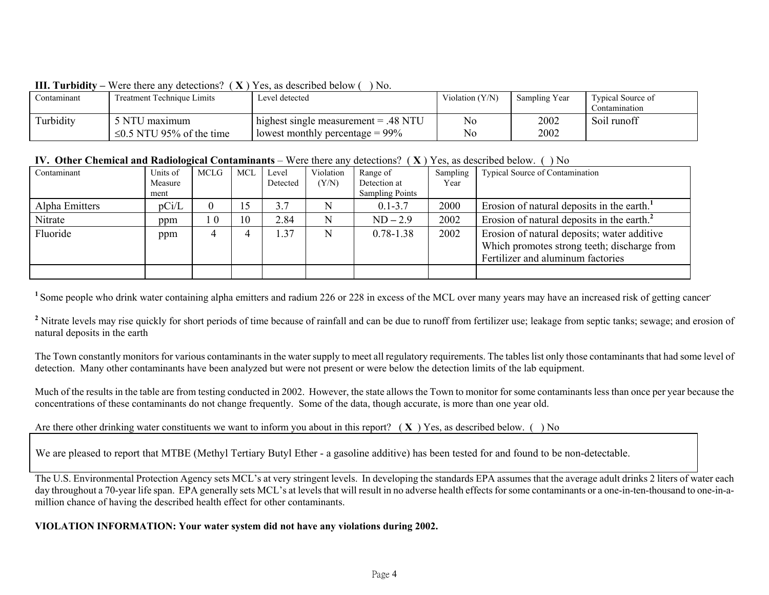**III. Turbidity –** Were there any detections? ( **X** ) Yes, as described below ( ) No.

| Contaminant | Treatment Technique Limits | Level detected | Violation (Y/N) | Sampling Year | Typical Source of Contamination |
|---|---|---|---|---|---|
| Turbidity | 5 NTU maximum<br>≤0.5 NTU 95% of the time | highest single measurement = .48 NTU<br>lowest monthly percentage = 99% | No<br>No | 2002<br>2002 | Soil runoff |

**IV. Other Chemical and Radiological Contaminants** – Were there any detections? ( **X** ) Yes, as described below. ( ) No

| Contaminant | Units of Measurement | MCLG | MCL | Level Detected | Violation (Y/N) | Range of Detection at Sampling Points | Sampling Year | Typical Source of Contamination |
|---|---|---|---|---|---|---|---|---|
| Alpha Emitters | pCi/L | 0 | 15 | 3.7 | N | 0.1-3.7 | 2000 | Erosion of natural deposits in the earth.[1] |
| Nitrate | ppm | 1 0 | 10 | 2.84 | N | ND – 2.9 | 2002 | Erosion of natural deposits in the earth.[2] |
| Fluoride | ppm | 4 | 4 | 1.37 | N | 0.78-1.38 | 2002 | Erosion of natural deposits; water additive Which promotes strong teeth; discharge from Fertilizer and aluminum factories |
| | | | | | | | | |

[1] Some people who drink water containing alpha emitters and radium 226 or 228 in excess of the MCL over many years may have an increased risk of getting cancer.

[2] Nitrate levels may rise quickly for short periods of time because of rainfall and can be due to runoff from fertilizer use; leakage from septic tanks; sewage; and erosion of natural deposits in the earth

The Town constantly monitors for various contaminants in the water supply to meet all regulatory requirements. The tables list only those contaminants that had some level of detection. Many other contaminants have been analyzed but were not present or were below the detection limits of the lab equipment.

Much of the results in the table are from testing conducted in 2002. However, the state allows the Town to monitor for some contaminants less than once per year because the concentrations of these contaminants do not change frequently. Some of the data, though accurate, is more than one year old.

Are there other drinking water constituents we want to inform you about in this report? ( **X** ) Yes, as described below. ( ) No

We are pleased to report that MTBE (Methyl Tertiary Butyl Ether - a gasoline additive) has been tested for and found to be non-detectable.

The U.S. Environmental Protection Agency sets MCL's at very stringent levels. In developing the standards EPA assumes that the average adult drinks 2 liters of water each day throughout a 70-year life span. EPA generally sets MCL's at levels that will result in no adverse health effects for some contaminants or a one-in-ten-thousand to one-in-a-million chance of having the described health effect for other contaminants.

**VIOLATION INFORMATION: Your water system did not have any violations during 2002.**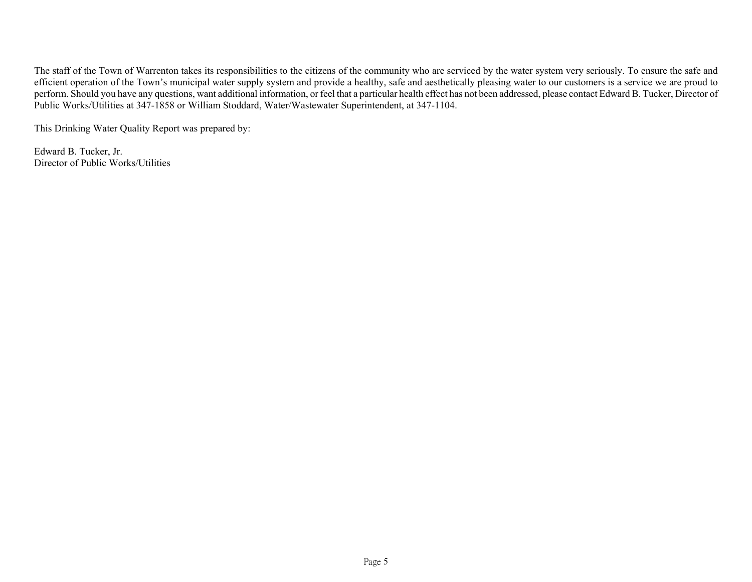The staff of the Town of Warrenton takes its responsibilities to the citizens of the community who are serviced by the water system very seriously. To ensure the safe and efficient operation of the Town's municipal water supply system and provide a healthy, safe and aesthetically pleasing water to our customers is a service we are proud to perform. Should you have any questions, want additional information, or feel that a particular health effect has not been addressed, please contact Edward B. Tucker, Director of Public Works/Utilities at 347-1858 or William Stoddard, Water/Wastewater Superintendent, at 347-1104.

This Drinking Water Quality Report was prepared by:

Edward B. Tucker, Jr.
Director of Public Works/Utilities